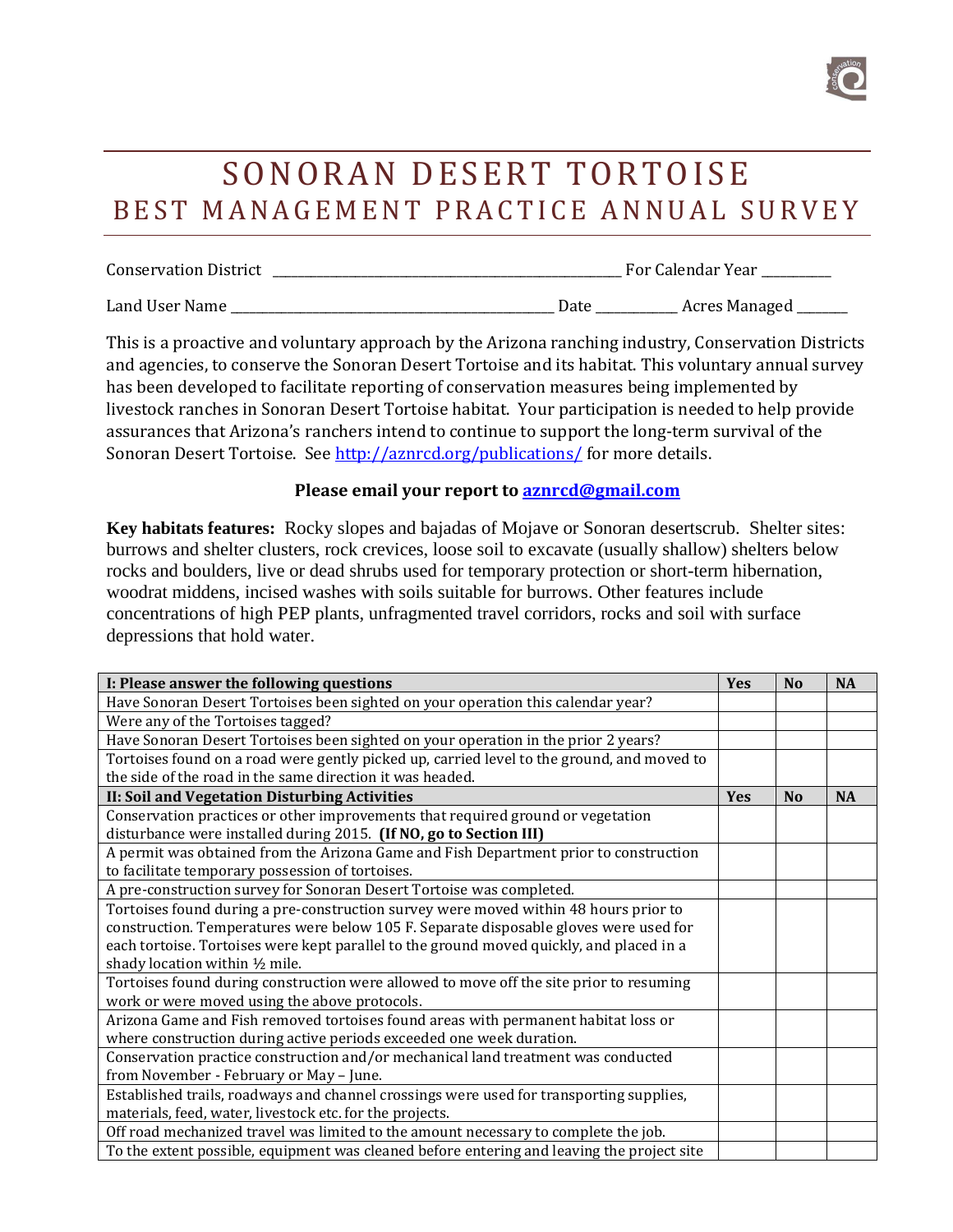# SONORAN DESERT TORTOISE
## BEST MANAGEMENT PRACTICE ANNUAL SURVEY

Conservation District _______________________________________________ For Calendar Year __________

Land User Name _____________________________________________ Date ___________ Acres Managed _______

This is a proactive and voluntary approach by the Arizona ranching industry, Conservation Districts and agencies, to conserve the Sonoran Desert Tortoise and its habitat. This voluntary annual survey has been developed to facilitate reporting of conservation measures being implemented by livestock ranches in Sonoran Desert Tortoise habitat. Your participation is needed to help provide assurances that Arizona's ranchers intend to continue to support the long-term survival of the Sonoran Desert Tortoise. See http://aznrcd.org/publications/ for more details.

**Please email your report to aznrcd@gmail.com**

**Key habitats features:** Rocky slopes and bajadas of Mojave or Sonoran desertscrub. Shelter sites: burrows and shelter clusters, rock crevices, loose soil to excavate (usually shallow) shelters below rocks and boulders, live or dead shrubs used for temporary protection or short-term hibernation, woodrat middens, incised washes with soils suitable for burrows. Other features include concentrations of high PEP plants, unfragmented travel corridors, rocks and soil with surface depressions that hold water.

| **I: Please answer the following questions** | **Yes** | **No** | **NA** |
|---|---|---|---|
| Have Sonoran Desert Tortoises been sighted on your operation this calendar year? | | | |
| Were any of the Tortoises tagged? | | | |
| Have Sonoran Desert Tortoises been sighted on your operation in the prior 2 years? | | | |
| Tortoises found on a road were gently picked up, carried level to the ground, and moved to the side of the road in the same direction it was headed. | | | |
| **II: Soil and Vegetation Disturbing Activities** | **Yes** | **No** | **NA** |
| Conservation practices or other improvements that required ground or vegetation disturbance were installed during 2015. **(If NO, go to Section III)** | | | |
| A permit was obtained from the Arizona Game and Fish Department prior to construction to facilitate temporary possession of tortoises. | | | |
| A pre-construction survey for Sonoran Desert Tortoise was completed. | | | |
| Tortoises found during a pre-construction survey were moved within 48 hours prior to construction. Temperatures were below 105 F. Separate disposable gloves were used for each tortoise. Tortoises were kept parallel to the ground moved quickly, and placed in a shady location within ½ mile. | | | |
| Tortoises found during construction were allowed to move off the site prior to resuming work or were moved using the above protocols. | | | |
| Arizona Game and Fish removed tortoises found areas with permanent habitat loss or where construction during active periods exceeded one week duration. | | | |
| Conservation practice construction and/or mechanical land treatment was conducted from November - February or May – June. | | | |
| Established trails, roadways and channel crossings were used for transporting supplies, materials, feed, water, livestock etc. for the projects. | | | |
| Off road mechanized travel was limited to the amount necessary to complete the job. | | | |
| To the extent possible, equipment was cleaned before entering and leaving the project site | | | |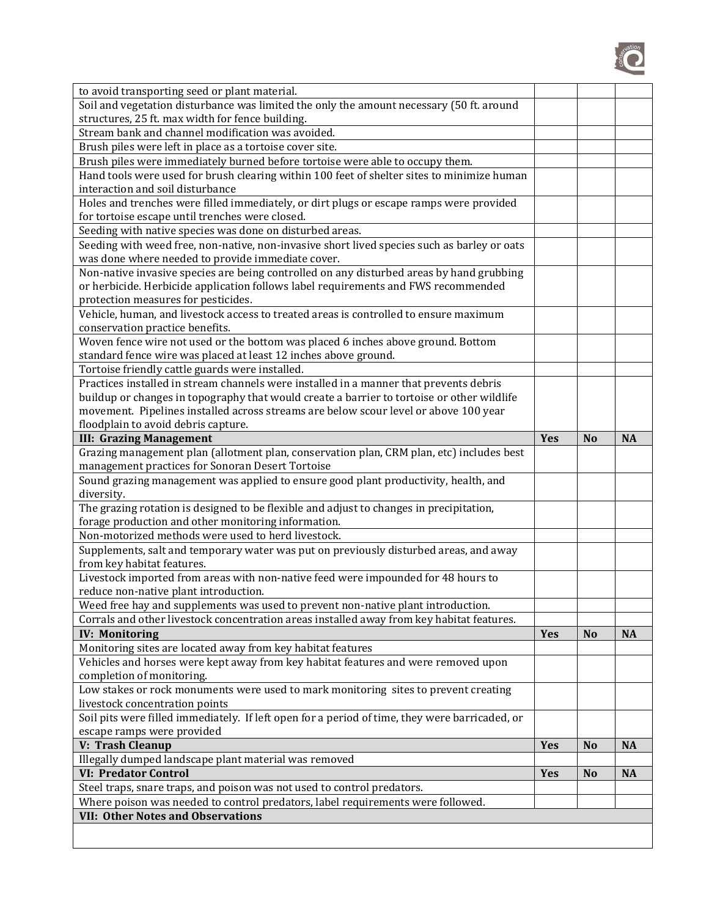| | | | |
|---|---|---|---|
| to avoid transporting seed or plant material. | | | |
| Soil and vegetation disturbance was limited the only the amount necessary (50 ft. around structures, 25 ft. max width for fence building. | | | |
| Stream bank and channel modification was avoided. | | | |
| Brush piles were left in place as a tortoise cover site. | | | |
| Brush piles were immediately burned before tortoise were able to occupy them. | | | |
| Hand tools were used for brush clearing within 100 feet of shelter sites to minimize human interaction and soil disturbance | | | |
| Holes and trenches were filled immediately, or dirt plugs or escape ramps were provided for tortoise escape until trenches were closed. | | | |
| Seeding with native species was done on disturbed areas. | | | |
| Seeding with weed free, non-native, non-invasive short lived species such as barley or oats was done where needed to provide immediate cover. | | | |
| Non-native invasive species are being controlled on any disturbed areas by hand grubbing or herbicide. Herbicide application follows label requirements and FWS recommended protection measures for pesticides. | | | |
| Vehicle, human, and livestock access to treated areas is controlled to ensure maximum conservation practice benefits. | | | |
| Woven fence wire not used or the bottom was placed 6 inches above ground. Bottom standard fence wire was placed at least 12 inches above ground. | | | |
| Tortoise friendly cattle guards were installed. | | | |
| Practices installed in stream channels were installed in a manner that prevents debris buildup or changes in topography that would create a barrier to tortoise or other wildlife movement. Pipelines installed across streams are below scour level or above 100 year floodplain to avoid debris capture. | | | |
| **III: Grazing Management** | **Yes** | **No** | **NA** |
| Grazing management plan (allotment plan, conservation plan, CRM plan, etc) includes best management practices for Sonoran Desert Tortoise | | | |
| Sound grazing management was applied to ensure good plant productivity, health, and diversity. | | | |
| The grazing rotation is designed to be flexible and adjust to changes in precipitation, forage production and other monitoring information. | | | |
| Non-motorized methods were used to herd livestock. | | | |
| Supplements, salt and temporary water was put on previously disturbed areas, and away from key habitat features. | | | |
| Livestock imported from areas with non-native feed were impounded for 48 hours to reduce non-native plant introduction. | | | |
| Weed free hay and supplements was used to prevent non-native plant introduction. | | | |
| Corrals and other livestock concentration areas installed away from key habitat features. | | | |
| **IV: Monitoring** | **Yes** | **No** | **NA** |
| Monitoring sites are located away from key habitat features | | | |
| Vehicles and horses were kept away from key habitat features and were removed upon completion of monitoring. | | | |
| Low stakes or rock monuments were used to mark monitoring sites to prevent creating livestock concentration points | | | |
| Soil pits were filled immediately. If left open for a period of time, they were barricaded, or escape ramps were provided | | | |
| **V: Trash Cleanup** | **Yes** | **No** | **NA** |
| Illegally dumped landscape plant material was removed | | | |
| **VI: Predator Control** | **Yes** | **No** | **NA** |
| Steel traps, snare traps, and poison was not used to control predators. | | | |
| Where poison was needed to control predators, label requirements were followed. | | | |
| **VII: Other Notes and Observations** | | | |
| | | | |